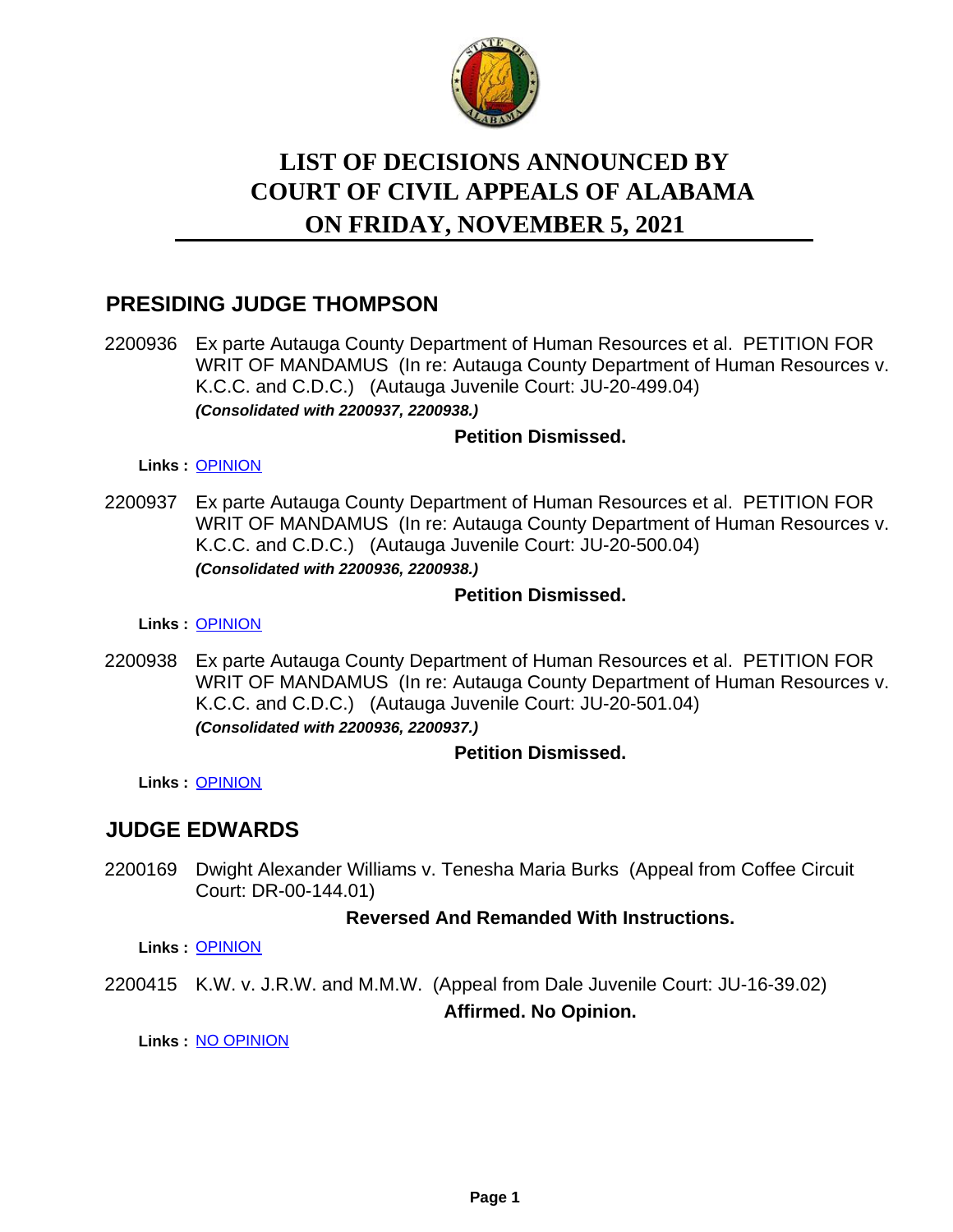# LIST OF DECISIONS ANNOUNCED BY COURT OF CIVIL APPEALS OF ALABAMA ON FRIDAY, NOVEMBER 5, 2021

## PRESIDING JUDGE THOMPSON

2200936 Ex parte Autauga County Department of Human Resources et al. PETITION FOR WRIT OF MANDAMUS (In re: Autauga County Department of Human Resources v. K.C.C. and C.D.C.) (Autauga Juvenile Court: JU-20-499.04)
***(Consolidated with 2200937, 2200938.)***

**Petition Dismissed.**

**Links :** OPINION

2200937 Ex parte Autauga County Department of Human Resources et al. PETITION FOR WRIT OF MANDAMUS (In re: Autauga County Department of Human Resources v. K.C.C. and C.D.C.) (Autauga Juvenile Court: JU-20-500.04)
***(Consolidated with 2200936, 2200938.)***

**Petition Dismissed.**

**Links :** OPINION

2200938 Ex parte Autauga County Department of Human Resources et al. PETITION FOR WRIT OF MANDAMUS (In re: Autauga County Department of Human Resources v. K.C.C. and C.D.C.) (Autauga Juvenile Court: JU-20-501.04)
***(Consolidated with 2200936, 2200937.)***

**Petition Dismissed.**

**Links :** OPINION

## JUDGE EDWARDS

2200169 Dwight Alexander Williams v. Tenesha Maria Burks (Appeal from Coffee Circuit Court: DR-00-144.01)

**Reversed And Remanded With Instructions.**

**Links :** OPINION

2200415 K.W. v. J.R.W. and M.M.W. (Appeal from Dale Juvenile Court: JU-16-39.02)

**Affirmed. No Opinion.**

**Links :** NO OPINION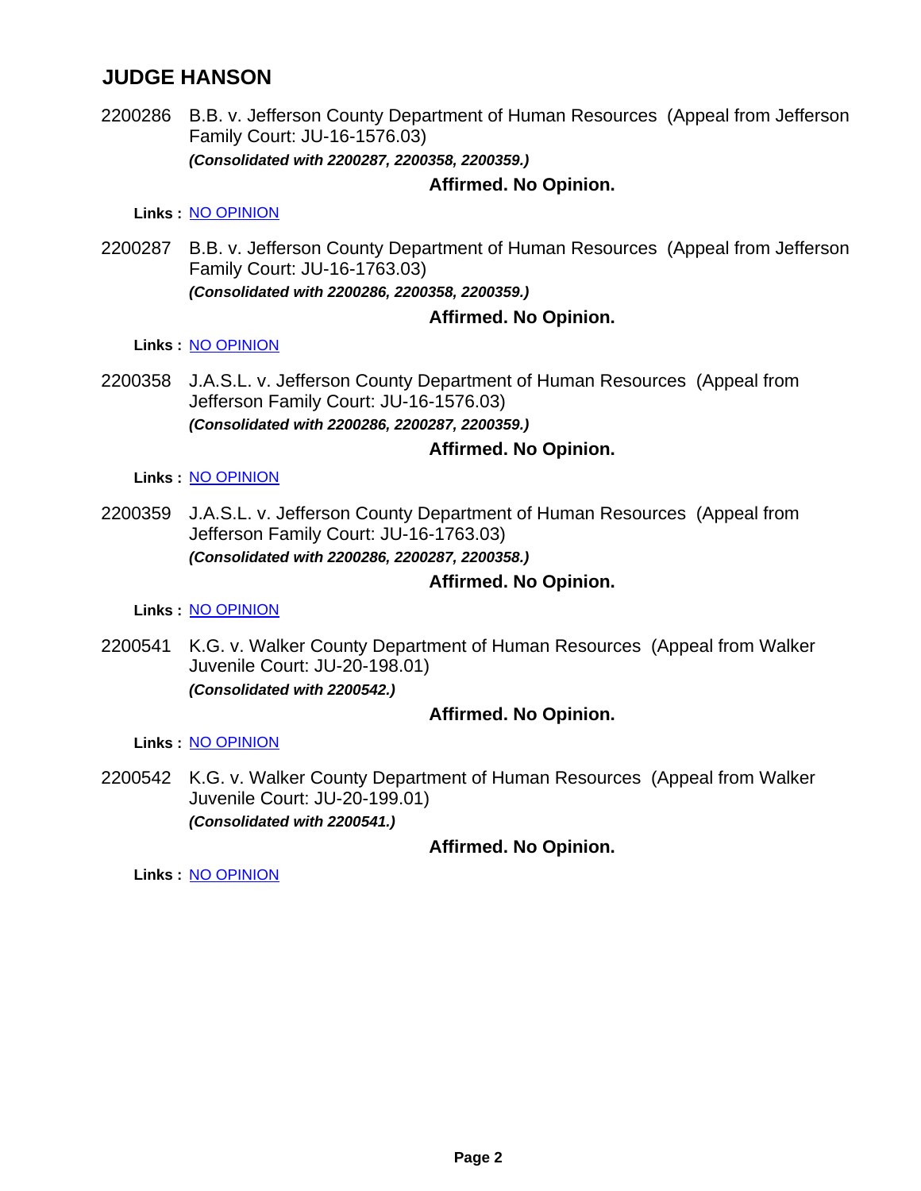## JUDGE HANSON

2200286 B.B. v. Jefferson County Department of Human Resources (Appeal from Jefferson Family Court: JU-16-1576.03)
***(Consolidated with 2200287, 2200358, 2200359.)***

**Affirmed. No Opinion.**

**Links :** NO OPINION

2200287 B.B. v. Jefferson County Department of Human Resources (Appeal from Jefferson Family Court: JU-16-1763.03)
***(Consolidated with 2200286, 2200358, 2200359.)***

**Affirmed. No Opinion.**

**Links :** NO OPINION

2200358 J.A.S.L. v. Jefferson County Department of Human Resources (Appeal from Jefferson Family Court: JU-16-1576.03)
***(Consolidated with 2200286, 2200287, 2200359.)***

**Affirmed. No Opinion.**

**Links :** NO OPINION

2200359 J.A.S.L. v. Jefferson County Department of Human Resources (Appeal from Jefferson Family Court: JU-16-1763.03)
***(Consolidated with 2200286, 2200287, 2200358.)***

**Affirmed. No Opinion.**

**Links :** NO OPINION

2200541 K.G. v. Walker County Department of Human Resources (Appeal from Walker Juvenile Court: JU-20-198.01)
***(Consolidated with 2200542.)***

**Affirmed. No Opinion.**

**Links :** NO OPINION

2200542 K.G. v. Walker County Department of Human Resources (Appeal from Walker Juvenile Court: JU-20-199.01)
***(Consolidated with 2200541.)***

**Affirmed. No Opinion.**

**Links :** NO OPINION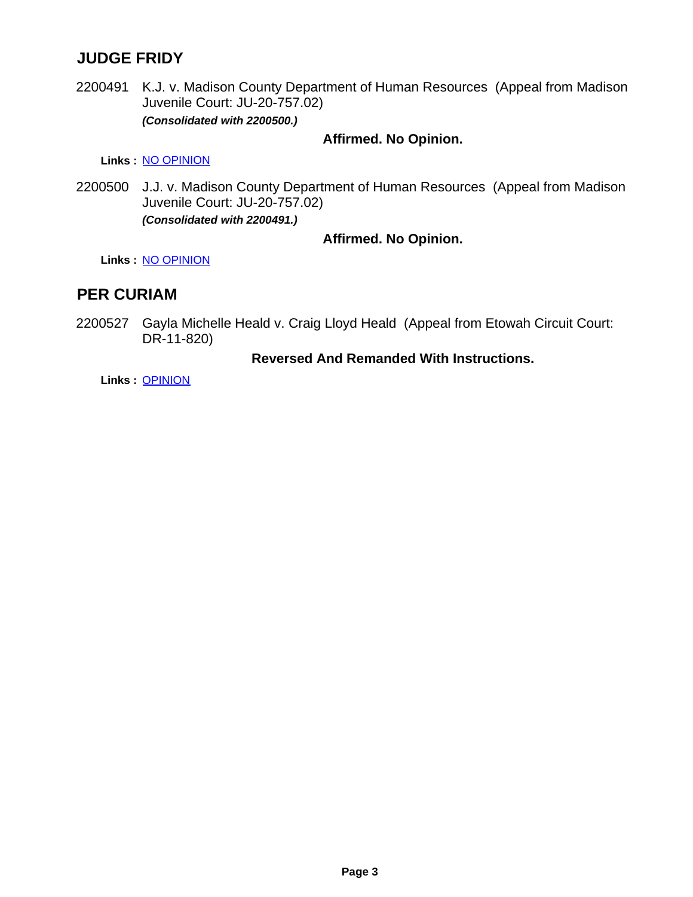## JUDGE FRIDY

2200491 K.J. v. Madison County Department of Human Resources (Appeal from Madison Juvenile Court: JU-20-757.02)
***(Consolidated with 2200500.)***

**Affirmed. No Opinion.**

**Links :** NO OPINION

2200500 J.J. v. Madison County Department of Human Resources (Appeal from Madison Juvenile Court: JU-20-757.02)
***(Consolidated with 2200491.)***

**Affirmed. No Opinion.**

**Links :** NO OPINION

## PER CURIAM

2200527 Gayla Michelle Heald v. Craig Lloyd Heald (Appeal from Etowah Circuit Court: DR-11-820)

**Reversed And Remanded With Instructions.**

**Links :** OPINION